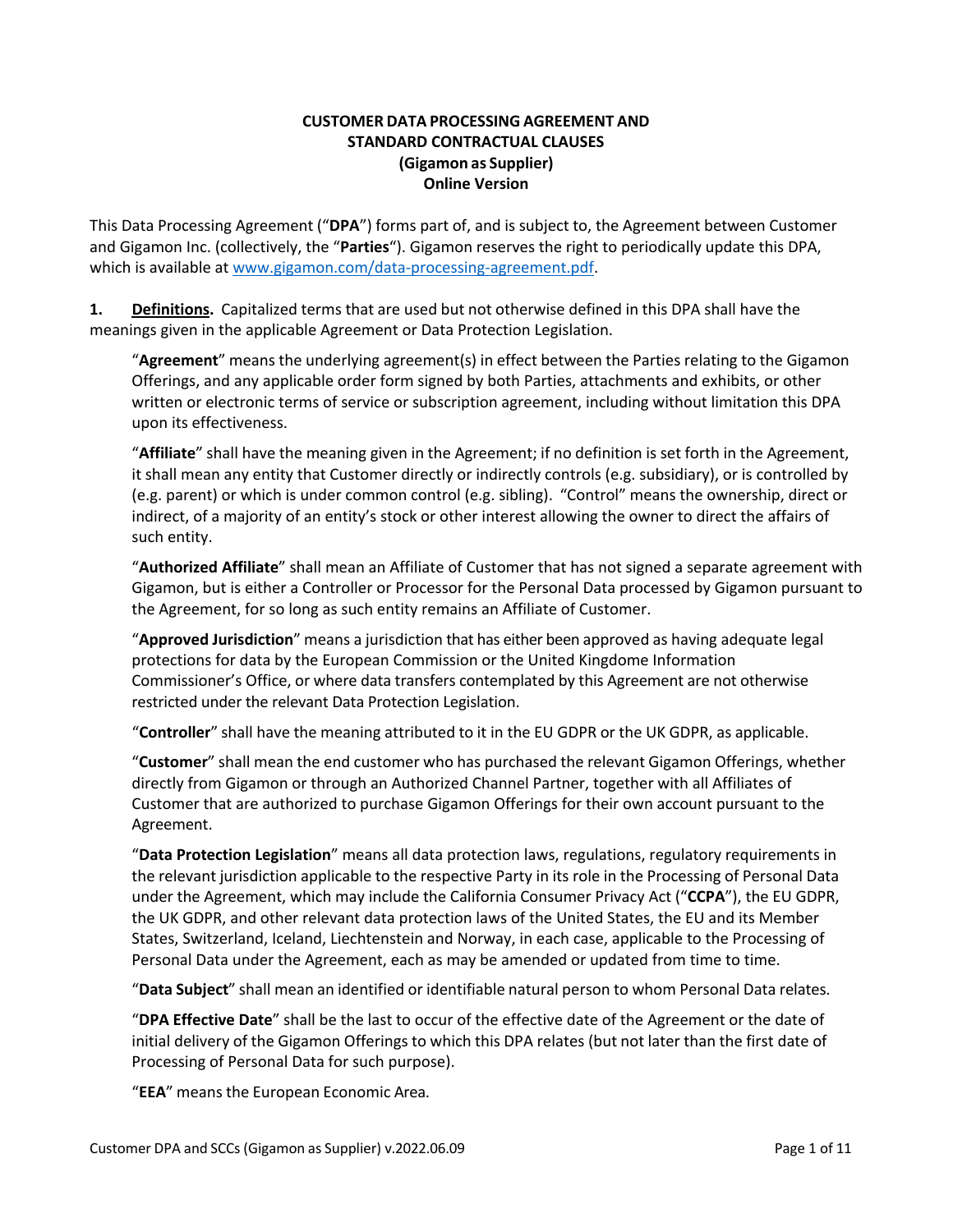**CUSTOMER DATA PROCESSING AGREEMENT AND STANDARD CONTRACTUAL CLAUSES (Gigamon as Supplier) Online Version**

This Data Processing Agreement ("**DPA**") forms part of, and is subject to, the Agreement between Customer and Gigamon Inc. (collectively, the "**Parties**"). Gigamon reserves the right to periodically update this DPA, which is available at [www.gigamon.com/data-processing-agreement.pdf](www.gigamon.com/data-processing-agreement.pdf).

**1. Definitions.** Capitalized terms that are used but not otherwise defined in this DPA shall have the meanings given in the applicable Agreement or Data Protection Legislation.

"**Agreement**" means the underlying agreement(s) in effect between the Parties relating to the Gigamon Offerings, and any applicable order form signed by both Parties, attachments and exhibits, or other written or electronic terms of service or subscription agreement, including without limitation this DPA upon its effectiveness.

"**Affiliate**" shall have the meaning given in the Agreement; if no definition is set forth in the Agreement, it shall mean any entity that Customer directly or indirectly controls (e.g. subsidiary), or is controlled by (e.g. parent) or which is under common control (e.g. sibling). "Control" means the ownership, direct or indirect, of a majority of an entity's stock or other interest allowing the owner to direct the affairs of such entity.

"**Authorized Affiliate**" shall mean an Affiliate of Customer that has not signed a separate agreement with Gigamon, but is either a Controller or Processor for the Personal Data processed by Gigamon pursuant to the Agreement, for so long as such entity remains an Affiliate of Customer.

"**Approved Jurisdiction**" means a jurisdiction that has either been approved as having adequate legal protections for data by the European Commission or the United Kingdome Information Commissioner's Office, or where data transfers contemplated by this Agreement are not otherwise restricted under the relevant Data Protection Legislation.

"**Controller**" shall have the meaning attributed to it in the EU GDPR or the UK GDPR, as applicable.

"**Customer**" shall mean the end customer who has purchased the relevant Gigamon Offerings, whether directly from Gigamon or through an Authorized Channel Partner, together with all Affiliates of Customer that are authorized to purchase Gigamon Offerings for their own account pursuant to the Agreement.

"**Data Protection Legislation**" means all data protection laws, regulations, regulatory requirements in the relevant jurisdiction applicable to the respective Party in its role in the Processing of Personal Data under the Agreement, which may include the California Consumer Privacy Act ("**CCPA**"), the EU GDPR, the UK GDPR, and other relevant data protection laws of the United States, the EU and its Member States, Switzerland, Iceland, Liechtenstein and Norway, in each case, applicable to the Processing of Personal Data under the Agreement, each as may be amended or updated from time to time.

"**Data Subject**" shall mean an identified or identifiable natural person to whom Personal Data relates.

"**DPA Effective Date**" shall be the last to occur of the effective date of the Agreement or the date of initial delivery of the Gigamon Offerings to which this DPA relates (but not later than the first date of Processing of Personal Data for such purpose).

"**EEA**" means the European Economic Area.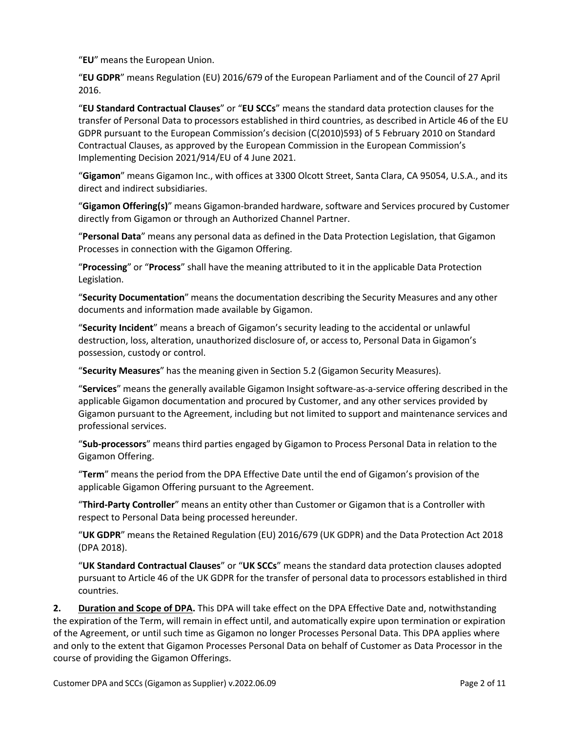"**EU**" means the European Union.

"**EU GDPR**" means Regulation (EU) 2016/679 of the European Parliament and of the Council of 27 April 2016.

"**EU Standard Contractual Clauses**" or "**EU SCCs**" means the standard data protection clauses for the transfer of Personal Data to processors established in third countries, as described in Article 46 of the EU GDPR pursuant to the European Commission's decision (C(2010)593) of 5 February 2010 on Standard Contractual Clauses, as approved by the European Commission in the European Commission's Implementing Decision 2021/914/EU of 4 June 2021.

"**Gigamon**" means Gigamon Inc., with offices at 3300 Olcott Street, Santa Clara, CA 95054, U.S.A., and its direct and indirect subsidiaries.

"**Gigamon Offering(s)**" means Gigamon-branded hardware, software and Services procured by Customer directly from Gigamon or through an Authorized Channel Partner.

"**Personal Data**" means any personal data as defined in the Data Protection Legislation, that Gigamon Processes in connection with the Gigamon Offering.

"**Processing**" or "**Process**" shall have the meaning attributed to it in the applicable Data Protection Legislation.

"**Security Documentation**" means the documentation describing the Security Measures and any other documents and information made available by Gigamon.

"**Security Incident**" means a breach of Gigamon's security leading to the accidental or unlawful destruction, loss, alteration, unauthorized disclosure of, or access to, Personal Data in Gigamon's possession, custody or control.

"**Security Measures**" has the meaning given in Section 5.2 (Gigamon Security Measures).

"**Services**" means the generally available Gigamon Insight software-as-a-service offering described in the applicable Gigamon documentation and procured by Customer, and any other services provided by Gigamon pursuant to the Agreement, including but not limited to support and maintenance services and professional services.

"**Sub-processors**" means third parties engaged by Gigamon to Process Personal Data in relation to the Gigamon Offering.

"**Term**" means the period from the DPA Effective Date until the end of Gigamon's provision of the applicable Gigamon Offering pursuant to the Agreement.

"**Third-Party Controller**" means an entity other than Customer or Gigamon that is a Controller with respect to Personal Data being processed hereunder.

"**UK GDPR**" means the Retained Regulation (EU) 2016/679 (UK GDPR) and the Data Protection Act 2018 (DPA 2018).

"**UK Standard Contractual Clauses**" or "**UK SCCs**" means the standard data protection clauses adopted pursuant to Article 46 of the UK GDPR for the transfer of personal data to processors established in third countries.

**2. Duration and Scope of DPA.** This DPA will take effect on the DPA Effective Date and, notwithstanding the expiration of the Term, will remain in effect until, and automatically expire upon termination or expiration of the Agreement, or until such time as Gigamon no longer Processes Personal Data. This DPA applies where and only to the extent that Gigamon Processes Personal Data on behalf of Customer as Data Processor in the course of providing the Gigamon Offerings.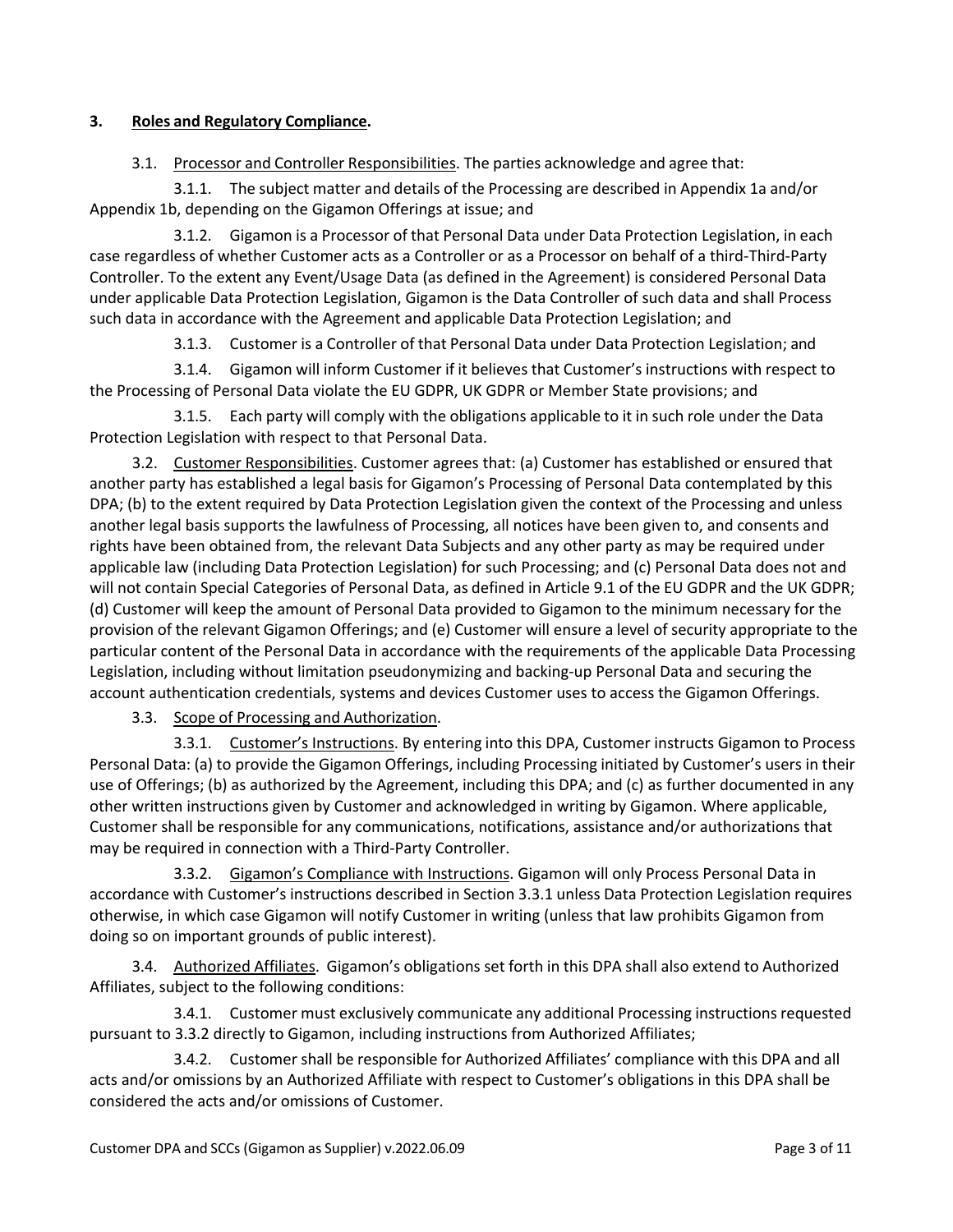## 3. Roles and Regulatory Compliance.

3.1. Processor and Controller Responsibilities. The parties acknowledge and agree that:

3.1.1. The subject matter and details of the Processing are described in Appendix 1a and/or Appendix 1b, depending on the Gigamon Offerings at issue; and

3.1.2. Gigamon is a Processor of that Personal Data under Data Protection Legislation, in each case regardless of whether Customer acts as a Controller or as a Processor on behalf of a third-Third-Party Controller. To the extent any Event/Usage Data (as defined in the Agreement) is considered Personal Data under applicable Data Protection Legislation, Gigamon is the Data Controller of such data and shall Process such data in accordance with the Agreement and applicable Data Protection Legislation; and

3.1.3. Customer is a Controller of that Personal Data under Data Protection Legislation; and

3.1.4. Gigamon will inform Customer if it believes that Customer's instructions with respect to the Processing of Personal Data violate the EU GDPR, UK GDPR or Member State provisions; and

3.1.5. Each party will comply with the obligations applicable to it in such role under the Data Protection Legislation with respect to that Personal Data.

3.2. Customer Responsibilities. Customer agrees that: (a) Customer has established or ensured that another party has established a legal basis for Gigamon's Processing of Personal Data contemplated by this DPA; (b) to the extent required by Data Protection Legislation given the context of the Processing and unless another legal basis supports the lawfulness of Processing, all notices have been given to, and consents and rights have been obtained from, the relevant Data Subjects and any other party as may be required under applicable law (including Data Protection Legislation) for such Processing; and (c) Personal Data does not and will not contain Special Categories of Personal Data, as defined in Article 9.1 of the EU GDPR and the UK GDPR; (d) Customer will keep the amount of Personal Data provided to Gigamon to the minimum necessary for the provision of the relevant Gigamon Offerings; and (e) Customer will ensure a level of security appropriate to the particular content of the Personal Data in accordance with the requirements of the applicable Data Processing Legislation, including without limitation pseudonymizing and backing-up Personal Data and securing the account authentication credentials, systems and devices Customer uses to access the Gigamon Offerings.

3.3. Scope of Processing and Authorization.

3.3.1. Customer's Instructions. By entering into this DPA, Customer instructs Gigamon to Process Personal Data: (a) to provide the Gigamon Offerings, including Processing initiated by Customer's users in their use of Offerings; (b) as authorized by the Agreement, including this DPA; and (c) as further documented in any other written instructions given by Customer and acknowledged in writing by Gigamon. Where applicable, Customer shall be responsible for any communications, notifications, assistance and/or authorizations that may be required in connection with a Third-Party Controller.

3.3.2. Gigamon's Compliance with Instructions. Gigamon will only Process Personal Data in accordance with Customer's instructions described in Section 3.3.1 unless Data Protection Legislation requires otherwise, in which case Gigamon will notify Customer in writing (unless that law prohibits Gigamon from doing so on important grounds of public interest).

3.4. Authorized Affiliates. Gigamon's obligations set forth in this DPA shall also extend to Authorized Affiliates, subject to the following conditions:

3.4.1. Customer must exclusively communicate any additional Processing instructions requested pursuant to 3.3.2 directly to Gigamon, including instructions from Authorized Affiliates;

3.4.2. Customer shall be responsible for Authorized Affiliates' compliance with this DPA and all acts and/or omissions by an Authorized Affiliate with respect to Customer's obligations in this DPA shall be considered the acts and/or omissions of Customer.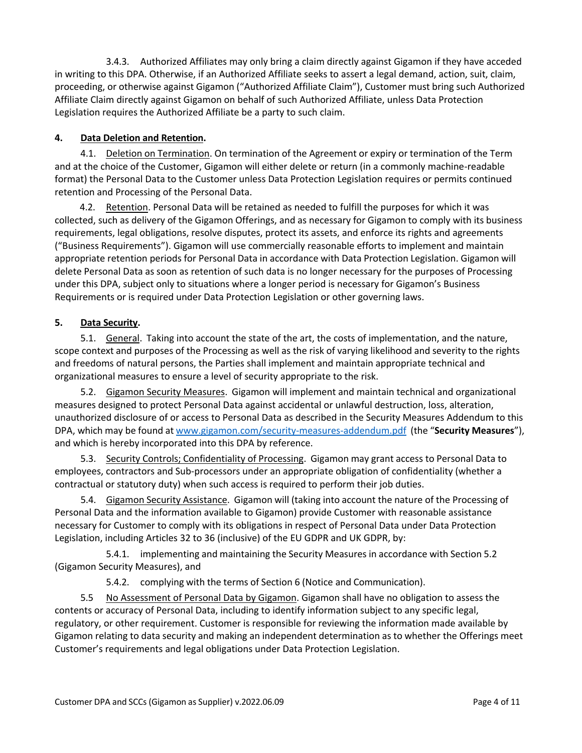3.4.3. Authorized Affiliates may only bring a claim directly against Gigamon if they have acceded in writing to this DPA. Otherwise, if an Authorized Affiliate seeks to assert a legal demand, action, suit, claim, proceeding, or otherwise against Gigamon ("Authorized Affiliate Claim"), Customer must bring such Authorized Affiliate Claim directly against Gigamon on behalf of such Authorized Affiliate, unless Data Protection Legislation requires the Authorized Affiliate be a party to such claim.

**4. Data Deletion and Retention.**

4.1. Deletion on Termination. On termination of the Agreement or expiry or termination of the Term and at the choice of the Customer, Gigamon will either delete or return (in a commonly machine-readable format) the Personal Data to the Customer unless Data Protection Legislation requires or permits continued retention and Processing of the Personal Data.

4.2. Retention. Personal Data will be retained as needed to fulfill the purposes for which it was collected, such as delivery of the Gigamon Offerings, and as necessary for Gigamon to comply with its business requirements, legal obligations, resolve disputes, protect its assets, and enforce its rights and agreements ("Business Requirements"). Gigamon will use commercially reasonable efforts to implement and maintain appropriate retention periods for Personal Data in accordance with Data Protection Legislation. Gigamon will delete Personal Data as soon as retention of such data is no longer necessary for the purposes of Processing under this DPA, subject only to situations where a longer period is necessary for Gigamon's Business Requirements or is required under Data Protection Legislation or other governing laws.

**5. Data Security.**

5.1. General. Taking into account the state of the art, the costs of implementation, and the nature, scope context and purposes of the Processing as well as the risk of varying likelihood and severity to the rights and freedoms of natural persons, the Parties shall implement and maintain appropriate technical and organizational measures to ensure a level of security appropriate to the risk.

5.2. Gigamon Security Measures. Gigamon will implement and maintain technical and organizational measures designed to protect Personal Data against accidental or unlawful destruction, loss, alteration, unauthorized disclosure of or access to Personal Data as described in the Security Measures Addendum to this DPA, which may be found at www.gigamon.com/security-measures-addendum.pdf (the "**Security Measures**"), and which is hereby incorporated into this DPA by reference.

5.3. Security Controls; Confidentiality of Processing. Gigamon may grant access to Personal Data to employees, contractors and Sub-processors under an appropriate obligation of confidentiality (whether a contractual or statutory duty) when such access is required to perform their job duties.

5.4. Gigamon Security Assistance. Gigamon will (taking into account the nature of the Processing of Personal Data and the information available to Gigamon) provide Customer with reasonable assistance necessary for Customer to comply with its obligations in respect of Personal Data under Data Protection Legislation, including Articles 32 to 36 (inclusive) of the EU GDPR and UK GDPR, by:

5.4.1. implementing and maintaining the Security Measures in accordance with Section 5.2 (Gigamon Security Measures), and

5.4.2. complying with the terms of Section 6 (Notice and Communication).

5.5 No Assessment of Personal Data by Gigamon. Gigamon shall have no obligation to assess the contents or accuracy of Personal Data, including to identify information subject to any specific legal, regulatory, or other requirement. Customer is responsible for reviewing the information made available by Gigamon relating to data security and making an independent determination as to whether the Offerings meet Customer's requirements and legal obligations under Data Protection Legislation.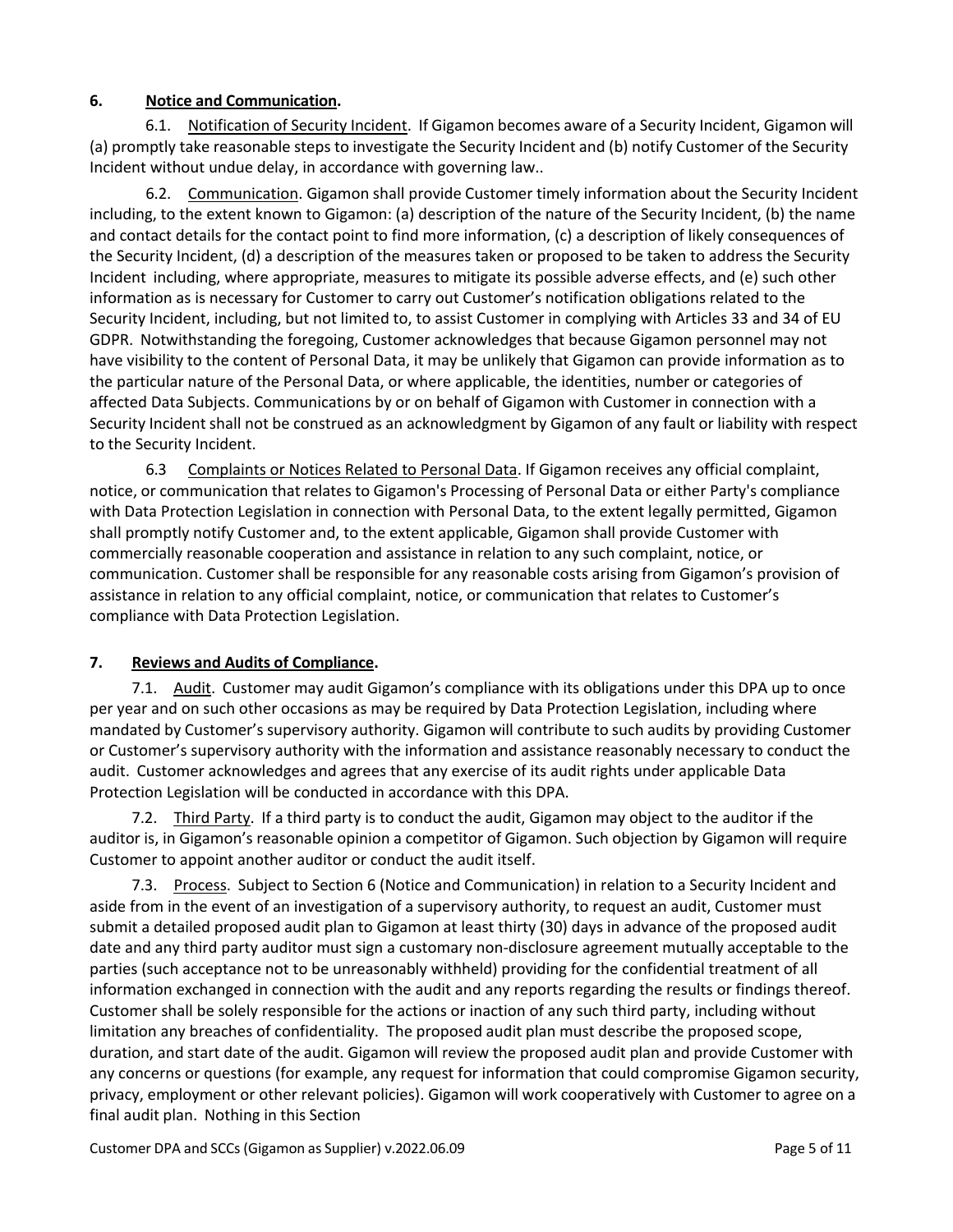## 6. **Notice and Communication.**

6.1. Notification of Security Incident. If Gigamon becomes aware of a Security Incident, Gigamon will (a) promptly take reasonable steps to investigate the Security Incident and (b) notify Customer of the Security Incident without undue delay, in accordance with governing law..

6.2. Communication. Gigamon shall provide Customer timely information about the Security Incident including, to the extent known to Gigamon: (a) description of the nature of the Security Incident, (b) the name and contact details for the contact point to find more information, (c) a description of likely consequences of the Security Incident, (d) a description of the measures taken or proposed to be taken to address the Security Incident including, where appropriate, measures to mitigate its possible adverse effects, and (e) such other information as is necessary for Customer to carry out Customer's notification obligations related to the Security Incident, including, but not limited to, to assist Customer in complying with Articles 33 and 34 of EU GDPR. Notwithstanding the foregoing, Customer acknowledges that because Gigamon personnel may not have visibility to the content of Personal Data, it may be unlikely that Gigamon can provide information as to the particular nature of the Personal Data, or where applicable, the identities, number or categories of affected Data Subjects. Communications by or on behalf of Gigamon with Customer in connection with a Security Incident shall not be construed as an acknowledgment by Gigamon of any fault or liability with respect to the Security Incident.

6.3 Complaints or Notices Related to Personal Data. If Gigamon receives any official complaint, notice, or communication that relates to Gigamon's Processing of Personal Data or either Party's compliance with Data Protection Legislation in connection with Personal Data, to the extent legally permitted, Gigamon shall promptly notify Customer and, to the extent applicable, Gigamon shall provide Customer with commercially reasonable cooperation and assistance in relation to any such complaint, notice, or communication. Customer shall be responsible for any reasonable costs arising from Gigamon's provision of assistance in relation to any official complaint, notice, or communication that relates to Customer's compliance with Data Protection Legislation.

## 7. **Reviews and Audits of Compliance.**

7.1. Audit. Customer may audit Gigamon's compliance with its obligations under this DPA up to once per year and on such other occasions as may be required by Data Protection Legislation, including where mandated by Customer's supervisory authority. Gigamon will contribute to such audits by providing Customer or Customer's supervisory authority with the information and assistance reasonably necessary to conduct the audit. Customer acknowledges and agrees that any exercise of its audit rights under applicable Data Protection Legislation will be conducted in accordance with this DPA.

7.2. Third Party. If a third party is to conduct the audit, Gigamon may object to the auditor if the auditor is, in Gigamon's reasonable opinion a competitor of Gigamon. Such objection by Gigamon will require Customer to appoint another auditor or conduct the audit itself.

7.3. Process. Subject to Section 6 (Notice and Communication) in relation to a Security Incident and aside from in the event of an investigation of a supervisory authority, to request an audit, Customer must submit a detailed proposed audit plan to Gigamon at least thirty (30) days in advance of the proposed audit date and any third party auditor must sign a customary non-disclosure agreement mutually acceptable to the parties (such acceptance not to be unreasonably withheld) providing for the confidential treatment of all information exchanged in connection with the audit and any reports regarding the results or findings thereof. Customer shall be solely responsible for the actions or inaction of any such third party, including without limitation any breaches of confidentiality. The proposed audit plan must describe the proposed scope, duration, and start date of the audit. Gigamon will review the proposed audit plan and provide Customer with any concerns or questions (for example, any request for information that could compromise Gigamon security, privacy, employment or other relevant policies). Gigamon will work cooperatively with Customer to agree on a final audit plan. Nothing in this Section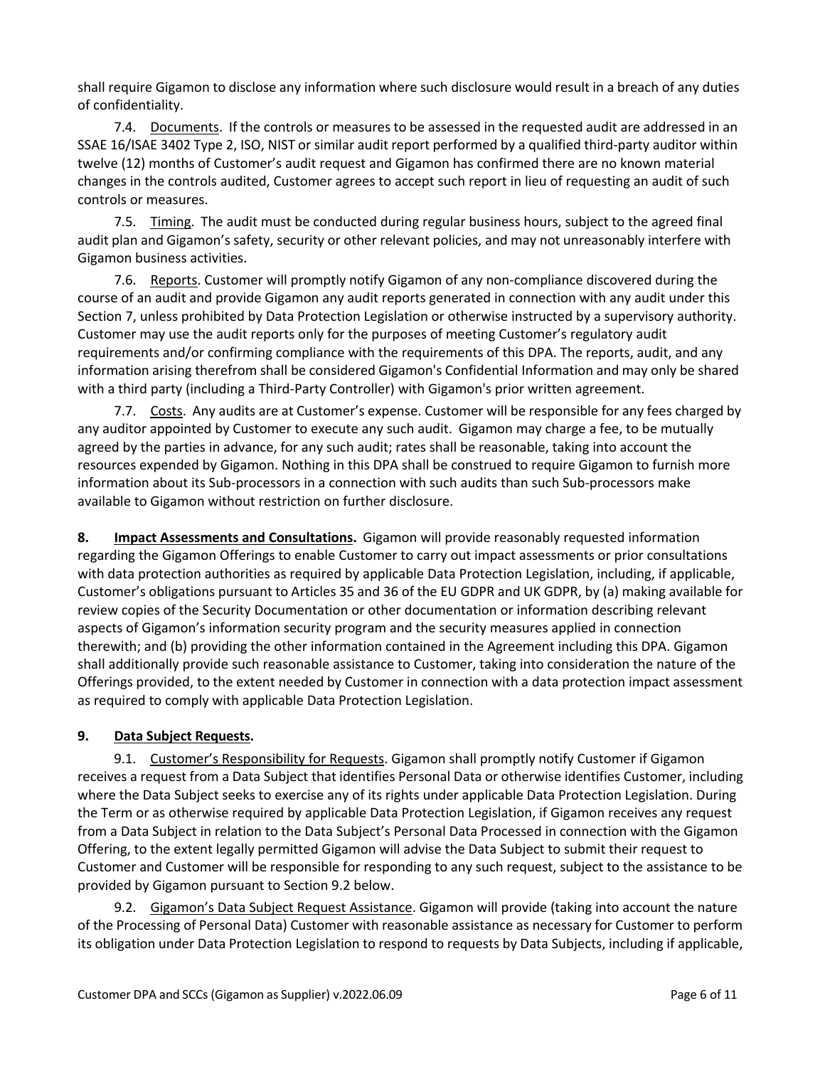shall require Gigamon to disclose any information where such disclosure would result in a breach of any duties of confidentiality.

7.4. Documents. If the controls or measures to be assessed in the requested audit are addressed in an SSAE 16/ISAE 3402 Type 2, ISO, NIST or similar audit report performed by a qualified third-party auditor within twelve (12) months of Customer's audit request and Gigamon has confirmed there are no known material changes in the controls audited, Customer agrees to accept such report in lieu of requesting an audit of such controls or measures.

7.5. Timing. The audit must be conducted during regular business hours, subject to the agreed final audit plan and Gigamon's safety, security or other relevant policies, and may not unreasonably interfere with Gigamon business activities.

7.6. Reports. Customer will promptly notify Gigamon of any non-compliance discovered during the course of an audit and provide Gigamon any audit reports generated in connection with any audit under this Section 7, unless prohibited by Data Protection Legislation or otherwise instructed by a supervisory authority. Customer may use the audit reports only for the purposes of meeting Customer's regulatory audit requirements and/or confirming compliance with the requirements of this DPA. The reports, audit, and any information arising therefrom shall be considered Gigamon's Confidential Information and may only be shared with a third party (including a Third-Party Controller) with Gigamon's prior written agreement.

7.7. Costs. Any audits are at Customer's expense. Customer will be responsible for any fees charged by any auditor appointed by Customer to execute any such audit. Gigamon may charge a fee, to be mutually agreed by the parties in advance, for any such audit; rates shall be reasonable, taking into account the resources expended by Gigamon. Nothing in this DPA shall be construed to require Gigamon to furnish more information about its Sub-processors in a connection with such audits than such Sub-processors make available to Gigamon without restriction on further disclosure.

**8. Impact Assessments and Consultations.** Gigamon will provide reasonably requested information regarding the Gigamon Offerings to enable Customer to carry out impact assessments or prior consultations with data protection authorities as required by applicable Data Protection Legislation, including, if applicable, Customer's obligations pursuant to Articles 35 and 36 of the EU GDPR and UK GDPR, by (a) making available for review copies of the Security Documentation or other documentation or information describing relevant aspects of Gigamon's information security program and the security measures applied in connection therewith; and (b) providing the other information contained in the Agreement including this DPA. Gigamon shall additionally provide such reasonable assistance to Customer, taking into consideration the nature of the Offerings provided, to the extent needed by Customer in connection with a data protection impact assessment as required to comply with applicable Data Protection Legislation.

**9. Data Subject Requests.**

9.1. Customer's Responsibility for Requests. Gigamon shall promptly notify Customer if Gigamon receives a request from a Data Subject that identifies Personal Data or otherwise identifies Customer, including where the Data Subject seeks to exercise any of its rights under applicable Data Protection Legislation. During the Term or as otherwise required by applicable Data Protection Legislation, if Gigamon receives any request from a Data Subject in relation to the Data Subject's Personal Data Processed in connection with the Gigamon Offering, to the extent legally permitted Gigamon will advise the Data Subject to submit their request to Customer and Customer will be responsible for responding to any such request, subject to the assistance to be provided by Gigamon pursuant to Section 9.2 below.

9.2. Gigamon's Data Subject Request Assistance. Gigamon will provide (taking into account the nature of the Processing of Personal Data) Customer with reasonable assistance as necessary for Customer to perform its obligation under Data Protection Legislation to respond to requests by Data Subjects, including if applicable,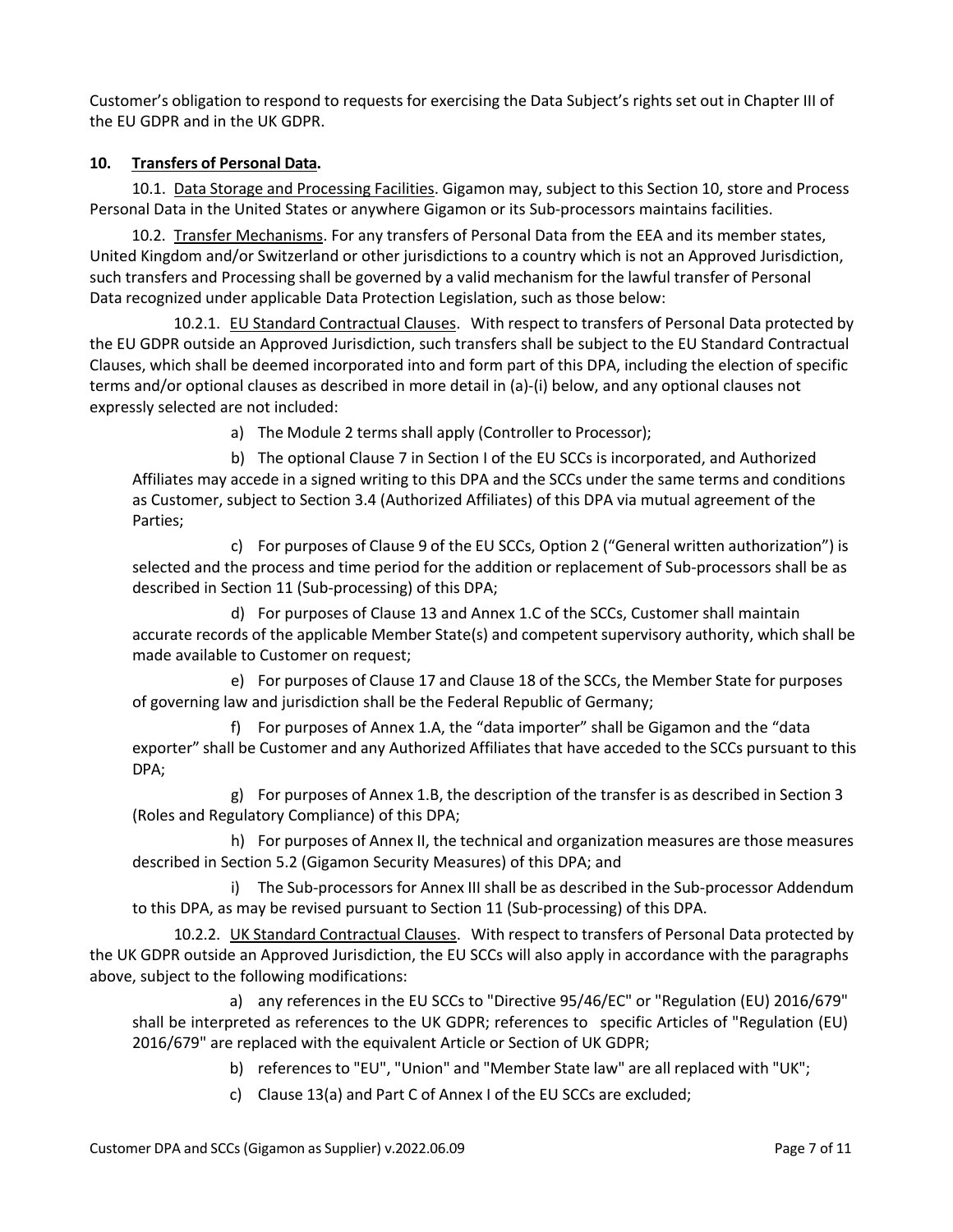Customer's obligation to respond to requests for exercising the Data Subject's rights set out in Chapter III of the EU GDPR and in the UK GDPR.

**10. Transfers of Personal Data.**

10.1. Data Storage and Processing Facilities. Gigamon may, subject to this Section 10, store and Process Personal Data in the United States or anywhere Gigamon or its Sub-processors maintains facilities.

10.2. Transfer Mechanisms. For any transfers of Personal Data from the EEA and its member states, United Kingdom and/or Switzerland or other jurisdictions to a country which is not an Approved Jurisdiction, such transfers and Processing shall be governed by a valid mechanism for the lawful transfer of Personal Data recognized under applicable Data Protection Legislation, such as those below:

10.2.1. EU Standard Contractual Clauses. With respect to transfers of Personal Data protected by the EU GDPR outside an Approved Jurisdiction, such transfers shall be subject to the EU Standard Contractual Clauses, which shall be deemed incorporated into and form part of this DPA, including the election of specific terms and/or optional clauses as described in more detail in (a)-(i) below, and any optional clauses not expressly selected are not included:

a) The Module 2 terms shall apply (Controller to Processor);

b) The optional Clause 7 in Section I of the EU SCCs is incorporated, and Authorized Affiliates may accede in a signed writing to this DPA and the SCCs under the same terms and conditions as Customer, subject to Section 3.4 (Authorized Affiliates) of this DPA via mutual agreement of the Parties;

c) For purposes of Clause 9 of the EU SCCs, Option 2 ("General written authorization") is selected and the process and time period for the addition or replacement of Sub-processors shall be as described in Section 11 (Sub-processing) of this DPA;

d) For purposes of Clause 13 and Annex 1.C of the SCCs, Customer shall maintain accurate records of the applicable Member State(s) and competent supervisory authority, which shall be made available to Customer on request;

e) For purposes of Clause 17 and Clause 18 of the SCCs, the Member State for purposes of governing law and jurisdiction shall be the Federal Republic of Germany;

f) For purposes of Annex 1.A, the "data importer" shall be Gigamon and the "data exporter" shall be Customer and any Authorized Affiliates that have acceded to the SCCs pursuant to this DPA;

g) For purposes of Annex 1.B, the description of the transfer is as described in Section 3 (Roles and Regulatory Compliance) of this DPA;

h) For purposes of Annex II, the technical and organization measures are those measures described in Section 5.2 (Gigamon Security Measures) of this DPA; and

i) The Sub-processors for Annex III shall be as described in the Sub-processor Addendum to this DPA, as may be revised pursuant to Section 11 (Sub-processing) of this DPA.

10.2.2. UK Standard Contractual Clauses. With respect to transfers of Personal Data protected by the UK GDPR outside an Approved Jurisdiction, the EU SCCs will also apply in accordance with the paragraphs above, subject to the following modifications:

a) any references in the EU SCCs to "Directive 95/46/EC" or "Regulation (EU) 2016/679" shall be interpreted as references to the UK GDPR; references to specific Articles of "Regulation (EU) 2016/679" are replaced with the equivalent Article or Section of UK GDPR;

b) references to "EU", "Union" and "Member State law" are all replaced with "UK";

c) Clause 13(a) and Part C of Annex I of the EU SCCs are excluded;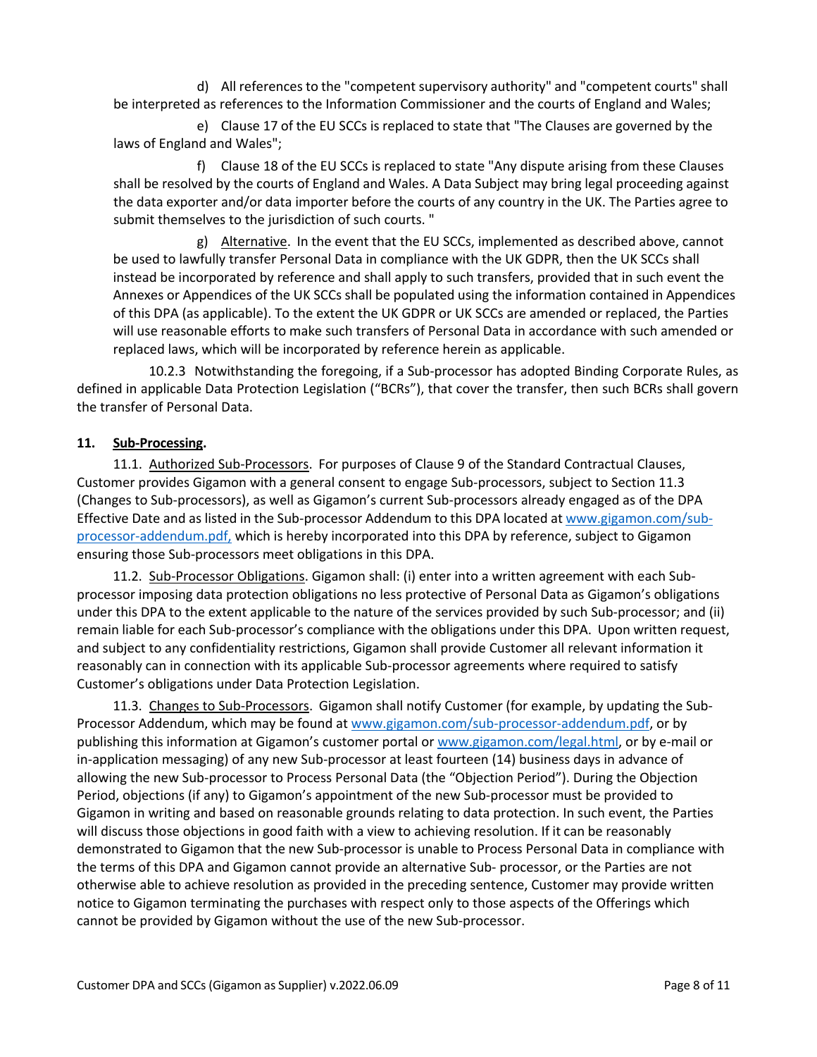d) All references to the "competent supervisory authority" and "competent courts" shall be interpreted as references to the Information Commissioner and the courts of England and Wales;

e) Clause 17 of the EU SCCs is replaced to state that "The Clauses are governed by the laws of England and Wales";

f) Clause 18 of the EU SCCs is replaced to state "Any dispute arising from these Clauses shall be resolved by the courts of England and Wales. A Data Subject may bring legal proceeding against the data exporter and/or data importer before the courts of any country in the UK. The Parties agree to submit themselves to the jurisdiction of such courts. "

g) Alternative. In the event that the EU SCCs, implemented as described above, cannot be used to lawfully transfer Personal Data in compliance with the UK GDPR, then the UK SCCs shall instead be incorporated by reference and shall apply to such transfers, provided that in such event the Annexes or Appendices of the UK SCCs shall be populated using the information contained in Appendices of this DPA (as applicable). To the extent the UK GDPR or UK SCCs are amended or replaced, the Parties will use reasonable efforts to make such transfers of Personal Data in accordance with such amended or replaced laws, which will be incorporated by reference herein as applicable.

10.2.3 Notwithstanding the foregoing, if a Sub-processor has adopted Binding Corporate Rules, as defined in applicable Data Protection Legislation ("BCRs"), that cover the transfer, then such BCRs shall govern the transfer of Personal Data.

**11. Sub-Processing.**

11.1. Authorized Sub-Processors. For purposes of Clause 9 of the Standard Contractual Clauses, Customer provides Gigamon with a general consent to engage Sub-processors, subject to Section 11.3 (Changes to Sub-processors), as well as Gigamon's current Sub-processors already engaged as of the DPA Effective Date and as listed in the Sub-processor Addendum to this DPA located at www.gigamon.com/sub-processor-addendum.pdf, which is hereby incorporated into this DPA by reference, subject to Gigamon ensuring those Sub-processors meet obligations in this DPA.

11.2. Sub-Processor Obligations. Gigamon shall: (i) enter into a written agreement with each Sub-processor imposing data protection obligations no less protective of Personal Data as Gigamon's obligations under this DPA to the extent applicable to the nature of the services provided by such Sub-processor; and (ii) remain liable for each Sub-processor's compliance with the obligations under this DPA. Upon written request, and subject to any confidentiality restrictions, Gigamon shall provide Customer all relevant information it reasonably can in connection with its applicable Sub-processor agreements where required to satisfy Customer's obligations under Data Protection Legislation.

11.3. Changes to Sub-Processors. Gigamon shall notify Customer (for example, by updating the Sub-Processor Addendum, which may be found at www.gigamon.com/sub-processor-addendum.pdf, or by publishing this information at Gigamon's customer portal or www.gigamon.com/legal.html, or by e-mail or in-application messaging) of any new Sub-processor at least fourteen (14) business days in advance of allowing the new Sub-processor to Process Personal Data (the "Objection Period"). During the Objection Period, objections (if any) to Gigamon's appointment of the new Sub-processor must be provided to Gigamon in writing and based on reasonable grounds relating to data protection. In such event, the Parties will discuss those objections in good faith with a view to achieving resolution. If it can be reasonably demonstrated to Gigamon that the new Sub-processor is unable to Process Personal Data in compliance with the terms of this DPA and Gigamon cannot provide an alternative Sub- processor, or the Parties are not otherwise able to achieve resolution as provided in the preceding sentence, Customer may provide written notice to Gigamon terminating the purchases with respect only to those aspects of the Offerings which cannot be provided by Gigamon without the use of the new Sub-processor.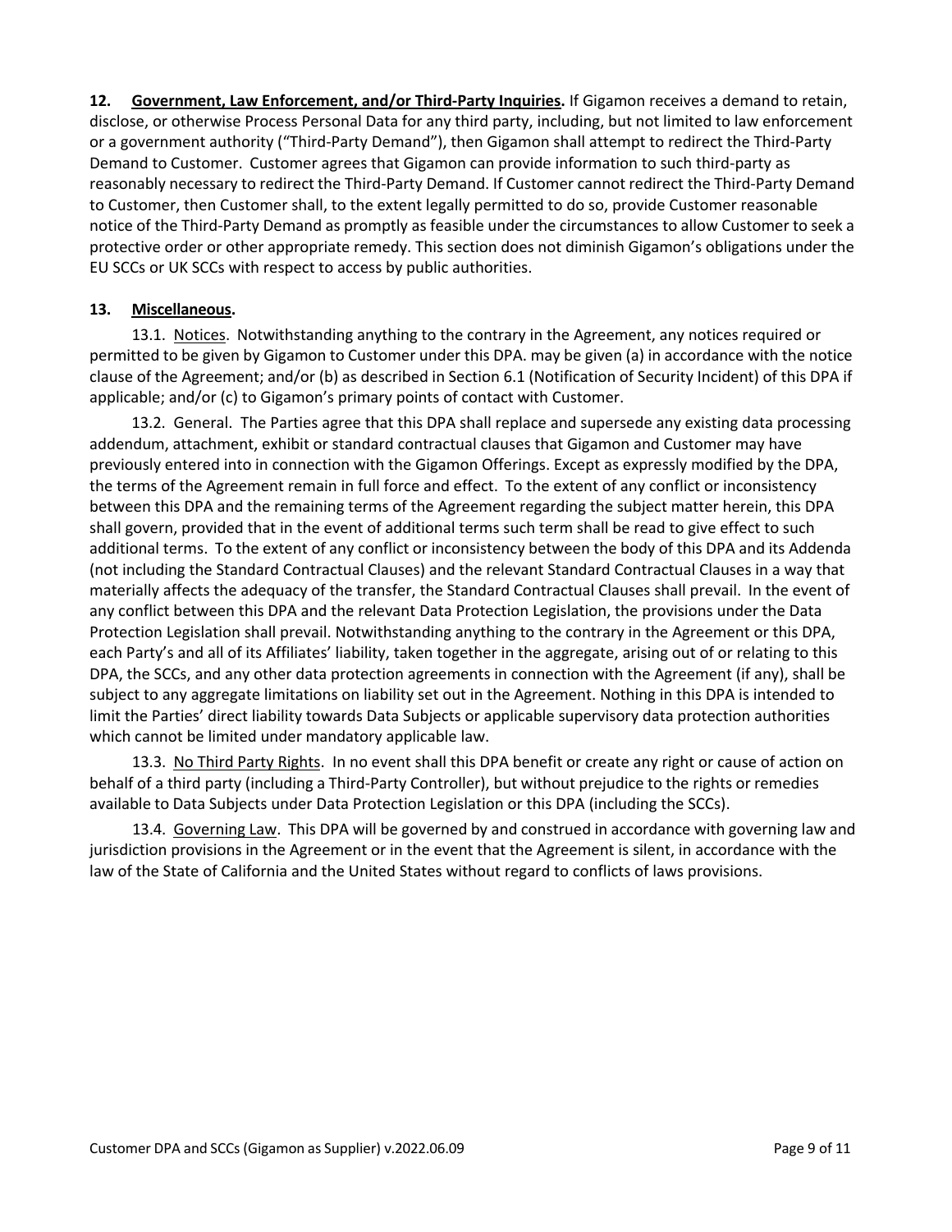**12. Government, Law Enforcement, and/or Third-Party Inquiries.** If Gigamon receives a demand to retain, disclose, or otherwise Process Personal Data for any third party, including, but not limited to law enforcement or a government authority ("Third-Party Demand"), then Gigamon shall attempt to redirect the Third-Party Demand to Customer. Customer agrees that Gigamon can provide information to such third-party as reasonably necessary to redirect the Third-Party Demand. If Customer cannot redirect the Third-Party Demand to Customer, then Customer shall, to the extent legally permitted to do so, provide Customer reasonable notice of the Third-Party Demand as promptly as feasible under the circumstances to allow Customer to seek a protective order or other appropriate remedy. This section does not diminish Gigamon's obligations under the EU SCCs or UK SCCs with respect to access by public authorities.

**13. Miscellaneous.**

13.1. Notices. Notwithstanding anything to the contrary in the Agreement, any notices required or permitted to be given by Gigamon to Customer under this DPA. may be given (a) in accordance with the notice clause of the Agreement; and/or (b) as described in Section 6.1 (Notification of Security Incident) of this DPA if applicable; and/or (c) to Gigamon's primary points of contact with Customer.

13.2. General. The Parties agree that this DPA shall replace and supersede any existing data processing addendum, attachment, exhibit or standard contractual clauses that Gigamon and Customer may have previously entered into in connection with the Gigamon Offerings. Except as expressly modified by the DPA, the terms of the Agreement remain in full force and effect. To the extent of any conflict or inconsistency between this DPA and the remaining terms of the Agreement regarding the subject matter herein, this DPA shall govern, provided that in the event of additional terms such term shall be read to give effect to such additional terms. To the extent of any conflict or inconsistency between the body of this DPA and its Addenda (not including the Standard Contractual Clauses) and the relevant Standard Contractual Clauses in a way that materially affects the adequacy of the transfer, the Standard Contractual Clauses shall prevail. In the event of any conflict between this DPA and the relevant Data Protection Legislation, the provisions under the Data Protection Legislation shall prevail. Notwithstanding anything to the contrary in the Agreement or this DPA, each Party's and all of its Affiliates' liability, taken together in the aggregate, arising out of or relating to this DPA, the SCCs, and any other data protection agreements in connection with the Agreement (if any), shall be subject to any aggregate limitations on liability set out in the Agreement. Nothing in this DPA is intended to limit the Parties' direct liability towards Data Subjects or applicable supervisory data protection authorities which cannot be limited under mandatory applicable law.

13.3. No Third Party Rights. In no event shall this DPA benefit or create any right or cause of action on behalf of a third party (including a Third-Party Controller), but without prejudice to the rights or remedies available to Data Subjects under Data Protection Legislation or this DPA (including the SCCs).

13.4. Governing Law. This DPA will be governed by and construed in accordance with governing law and jurisdiction provisions in the Agreement or in the event that the Agreement is silent, in accordance with the law of the State of California and the United States without regard to conflicts of laws provisions.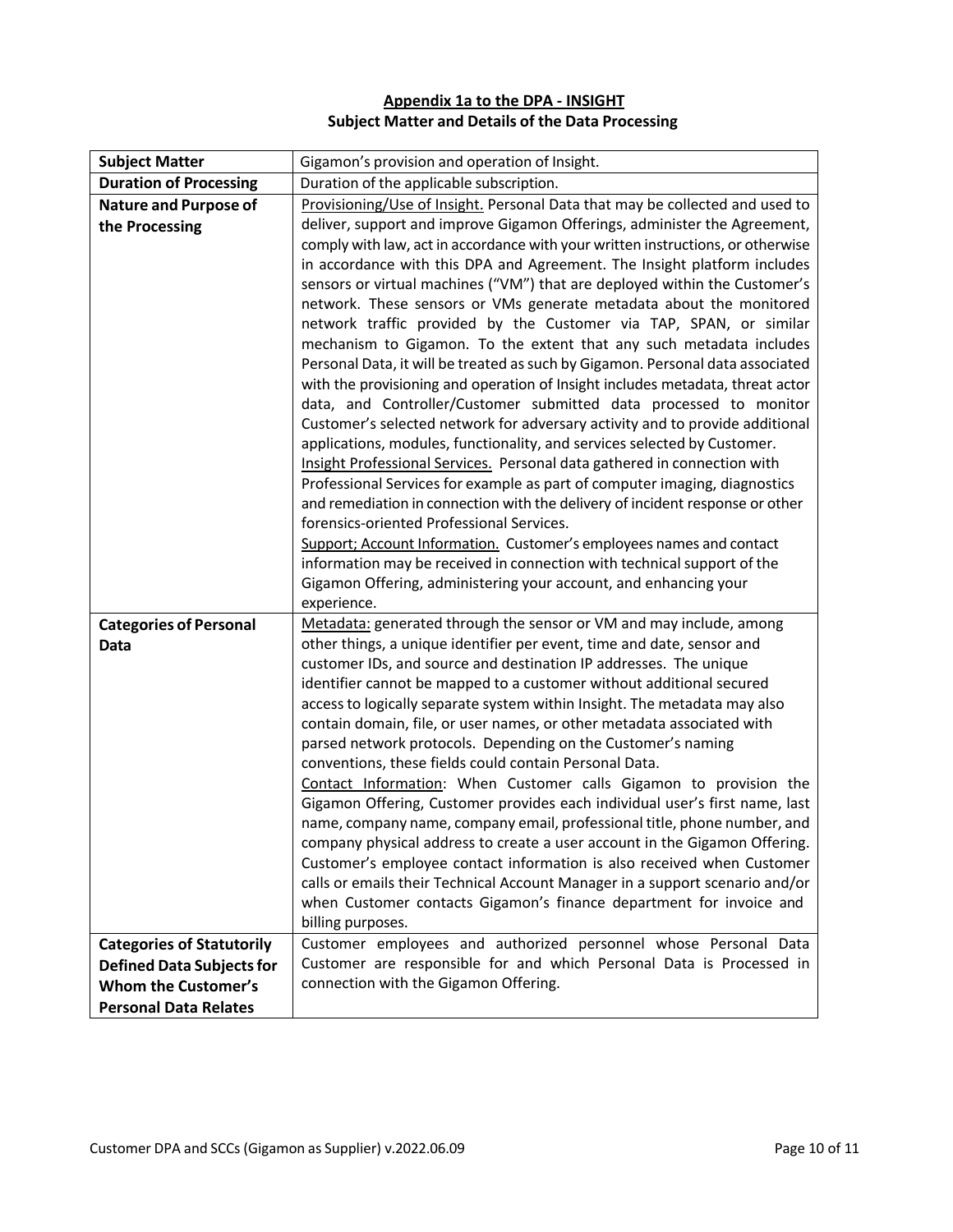**Appendix 1a to the DPA - INSIGHT**

**Subject Matter and Details of the Data Processing**

| **Subject Matter** | Gigamon's provision and operation of Insight. |
|---|---|
| **Duration of Processing** | Duration of the applicable subscription. |
| **Nature and Purpose of the Processing** | Provisioning/Use of Insight. Personal Data that may be collected and used to deliver, support and improve Gigamon Offerings, administer the Agreement, comply with law, act in accordance with your written instructions, or otherwise in accordance with this DPA and Agreement. The Insight platform includes sensors or virtual machines ("VM") that are deployed within the Customer's network. These sensors or VMs generate metadata about the monitored network traffic provided by the Customer via TAP, SPAN, or similar mechanism to Gigamon. To the extent that any such metadata includes Personal Data, it will be treated as such by Gigamon. Personal data associated with the provisioning and operation of Insight includes metadata, threat actor data, and Controller/Customer submitted data processed to monitor Customer's selected network for adversary activity and to provide additional applications, modules, functionality, and services selected by Customer.<br>Insight Professional Services. Personal data gathered in connection with Professional Services for example as part of computer imaging, diagnostics and remediation in connection with the delivery of incident response or other forensics-oriented Professional Services.<br>Support; Account Information. Customer's employees names and contact information may be received in connection with technical support of the Gigamon Offering, administering your account, and enhancing your experience. |
| **Categories of Personal Data** | Metadata: generated through the sensor or VM and may include, among other things, a unique identifier per event, time and date, sensor and customer IDs, and source and destination IP addresses. The unique identifier cannot be mapped to a customer without additional secured access to logically separate system within Insight. The metadata may also contain domain, file, or user names, or other metadata associated with parsed network protocols. Depending on the Customer's naming conventions, these fields could contain Personal Data.<br>Contact Information: When Customer calls Gigamon to provision the Gigamon Offering, Customer provides each individual user's first name, last name, company name, company email, professional title, phone number, and company physical address to create a user account in the Gigamon Offering. Customer's employee contact information is also received when Customer calls or emails their Technical Account Manager in a support scenario and/or when Customer contacts Gigamon's finance department for invoice and billing purposes. |
| **Categories of Statutorily Defined Data Subjects for Whom the Customer's Personal Data Relates** | Customer employees and authorized personnel whose Personal Data Customer are responsible for and which Personal Data is Processed in connection with the Gigamon Offering. |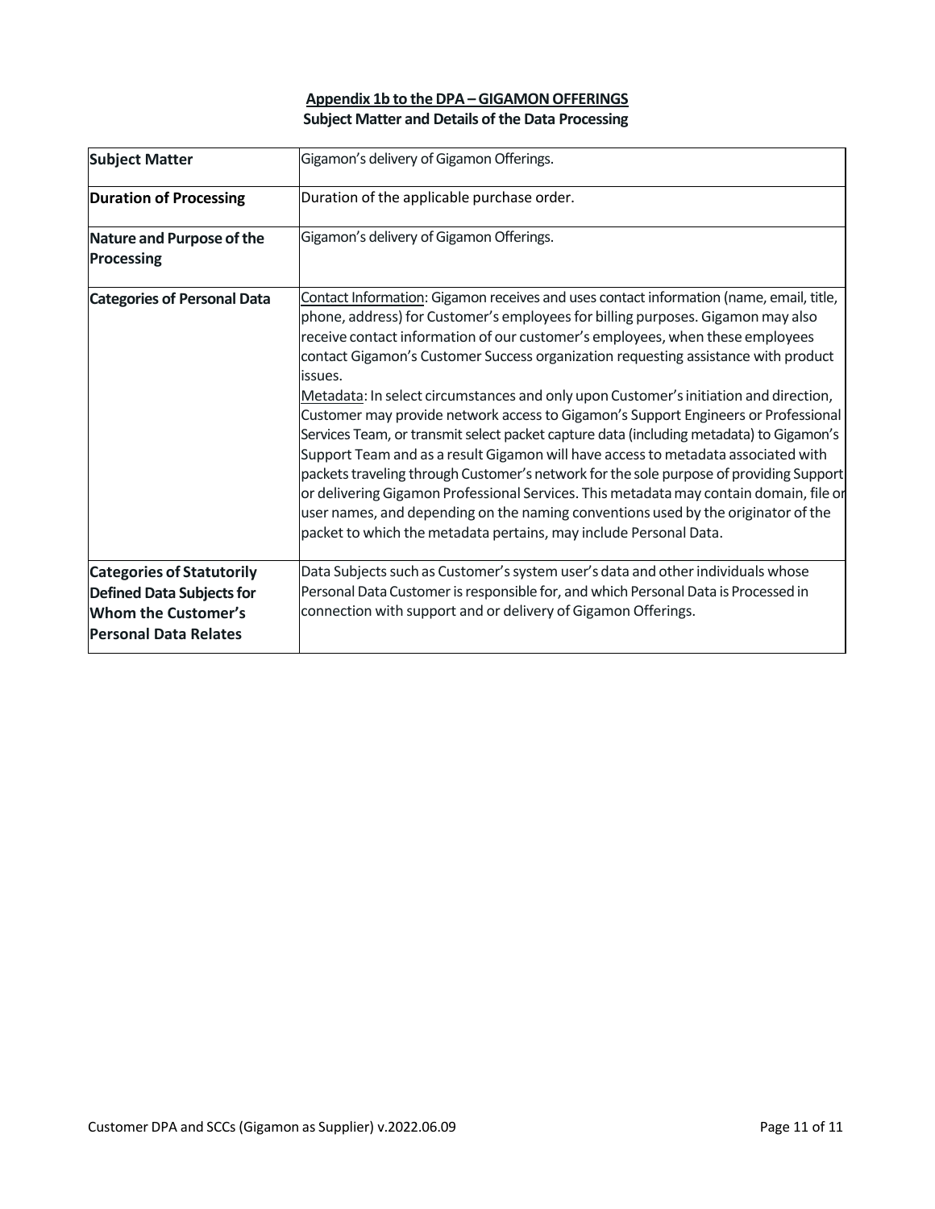**Appendix 1b to the DPA – GIGAMON OFFERINGS**

**Subject Matter and Details of the Data Processing**

| | |
|---|---|
| **Subject Matter** | Gigamon's delivery of Gigamon Offerings. |
| **Duration of Processing** | Duration of the applicable purchase order. |
| **Nature and Purpose of the Processing** | Gigamon's delivery of Gigamon Offerings. |
| **Categories of Personal Data** | Contact Information: Gigamon receives and uses contact information (name, email, title, phone, address) for Customer's employees for billing purposes. Gigamon may also receive contact information of our customer's employees, when these employees contact Gigamon's Customer Success organization requesting assistance with product issues.<br>Metadata: In select circumstances and only upon Customer's initiation and direction, Customer may provide network access to Gigamon's Support Engineers or Professional Services Team, or transmit select packet capture data (including metadata) to Gigamon's Support Team and as a result Gigamon will have access to metadata associated with packets traveling through Customer's network for the sole purpose of providing Support or delivering Gigamon Professional Services. This metadata may contain domain, file or user names, and depending on the naming conventions used by the originator of the packet to which the metadata pertains, may include Personal Data. |
| **Categories of Statutorily Defined Data Subjects for Whom the Customer's Personal Data Relates** | Data Subjects such as Customer's system user's data and other individuals whose Personal Data Customer is responsible for, and which Personal Data is Processed in connection with support and or delivery of Gigamon Offerings. |